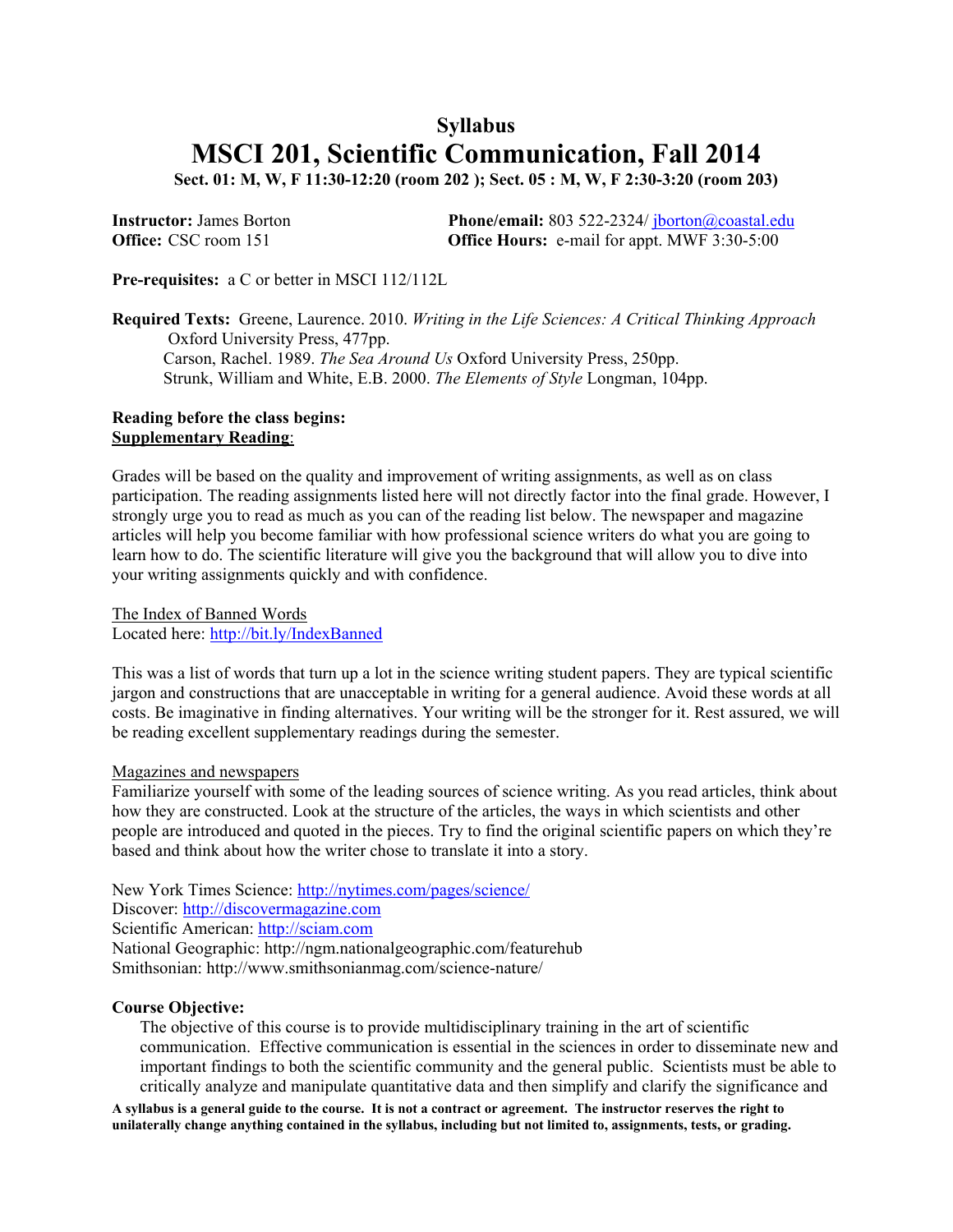# Syllabus

# MSCI 201, Scientific Communication, Fall 2014

**Sect. 01: M, W, F 11:30-12:20 (room 202 ); Sect. 05 : M, W, F 2:30-3:20 (room 203)**

**Instructor:** James Borton
**Phone/email:** 803 522-2324/ jborton@coastal.edu
**Office:** CSC room 151
**Office Hours:** e-mail for appt. MWF 3:30-5:00

**Pre-requisites:** a C or better in MSCI 112/112L

**Required Texts:** Greene, Laurence. 2010. *Writing in the Life Sciences: A Critical Thinking Approach* Oxford University Press, 477pp.
Carson, Rachel. 1989. *The Sea Around Us* Oxford University Press, 250pp.
Strunk, William and White, E.B. 2000. *The Elements of Style* Longman, 104pp.

**Reading before the class begins:**
**Supplementary Reading**:

Grades will be based on the quality and improvement of writing assignments, as well as on class participation. The reading assignments listed here will not directly factor into the final grade. However, I strongly urge you to read as much as you can of the reading list below. The newspaper and magazine articles will help you become familiar with how professional science writers do what you are going to learn how to do. The scientific literature will give you the background that will allow you to dive into your writing assignments quickly and with confidence.

The Index of Banned Words
Located here: http://bit.ly/IndexBanned

This was a list of words that turn up a lot in the science writing student papers. They are typical scientific jargon and constructions that are unacceptable in writing for a general audience. Avoid these words at all costs. Be imaginative in finding alternatives. Your writing will be the stronger for it. Rest assured, we will be reading excellent supplementary readings during the semester.

Magazines and newspapers
Familiarize yourself with some of the leading sources of science writing. As you read articles, think about how they are constructed. Look at the structure of the articles, the ways in which scientists and other people are introduced and quoted in the pieces. Try to find the original scientific papers on which they're based and think about how the writer chose to translate it into a story.

New York Times Science: http://nytimes.com/pages/science/
Discover: http://discovermagazine.com
Scientific American: http://sciam.com
National Geographic: http://ngm.nationalgeographic.com/featurehub
Smithsonian: http://www.smithsonianmag.com/science-nature/

**Course Objective:**

The objective of this course is to provide multidisciplinary training in the art of scientific communication. Effective communication is essential in the sciences in order to disseminate new and important findings to both the scientific community and the general public. Scientists must be able to critically analyze and manipulate quantitative data and then simplify and clarify the significance and

**A syllabus is a general guide to the course. It is not a contract or agreement. The instructor reserves the right to unilaterally change anything contained in the syllabus, including but not limited to, assignments, tests, or grading.**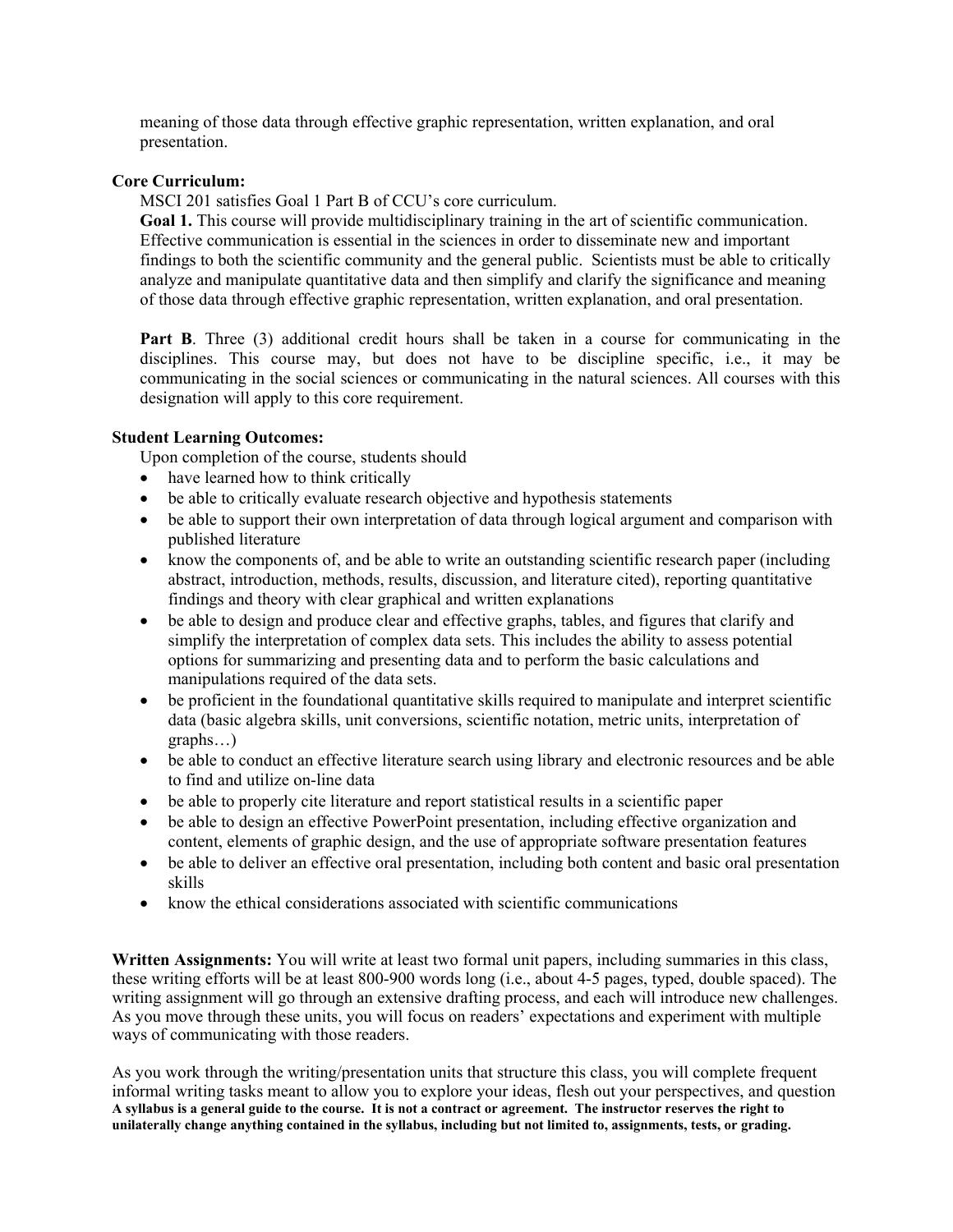meaning of those data through effective graphic representation, written explanation, and oral presentation.

**Core Curriculum:**

MSCI 201 satisfies Goal 1 Part B of CCU's core curriculum.

**Goal 1.** This course will provide multidisciplinary training in the art of scientific communication. Effective communication is essential in the sciences in order to disseminate new and important findings to both the scientific community and the general public. Scientists must be able to critically analyze and manipulate quantitative data and then simplify and clarify the significance and meaning of those data through effective graphic representation, written explanation, and oral presentation.

**Part B**. Three (3) additional credit hours shall be taken in a course for communicating in the disciplines. This course may, but does not have to be discipline specific, i.e., it may be communicating in the social sciences or communicating in the natural sciences. All courses with this designation will apply to this core requirement.

**Student Learning Outcomes:**

Upon completion of the course, students should

- have learned how to think critically
- be able to critically evaluate research objective and hypothesis statements
- be able to support their own interpretation of data through logical argument and comparison with published literature
- know the components of, and be able to write an outstanding scientific research paper (including abstract, introduction, methods, results, discussion, and literature cited), reporting quantitative findings and theory with clear graphical and written explanations
- be able to design and produce clear and effective graphs, tables, and figures that clarify and simplify the interpretation of complex data sets. This includes the ability to assess potential options for summarizing and presenting data and to perform the basic calculations and manipulations required of the data sets.
- be proficient in the foundational quantitative skills required to manipulate and interpret scientific data (basic algebra skills, unit conversions, scientific notation, metric units, interpretation of graphs…)
- be able to conduct an effective literature search using library and electronic resources and be able to find and utilize on-line data
- be able to properly cite literature and report statistical results in a scientific paper
- be able to design an effective PowerPoint presentation, including effective organization and content, elements of graphic design, and the use of appropriate software presentation features
- be able to deliver an effective oral presentation, including both content and basic oral presentation skills
- know the ethical considerations associated with scientific communications

**Written Assignments:** You will write at least two formal unit papers, including summaries in this class, these writing efforts will be at least 800-900 words long (i.e., about 4-5 pages, typed, double spaced). The writing assignment will go through an extensive drafting process, and each will introduce new challenges. As you move through these units, you will focus on readers' expectations and experiment with multiple ways of communicating with those readers.

As you work through the writing/presentation units that structure this class, you will complete frequent informal writing tasks meant to allow you to explore your ideas, flesh out your perspectives, and question

**A syllabus is a general guide to the course. It is not a contract or agreement. The instructor reserves the right to unilaterally change anything contained in the syllabus, including but not limited to, assignments, tests, or grading.**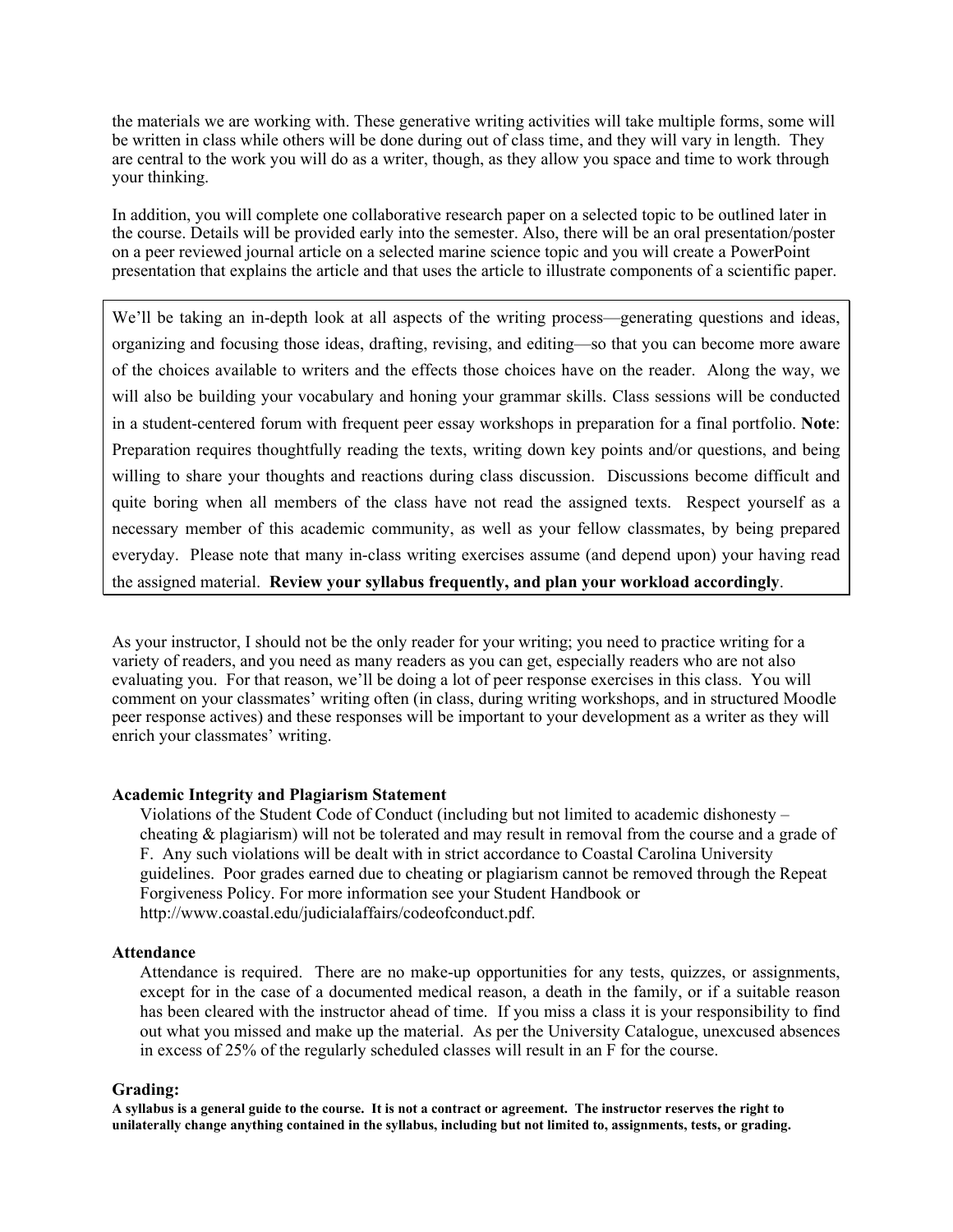the materials we are working with. These generative writing activities will take multiple forms, some will be written in class while others will be done during out of class time, and they will vary in length. They are central to the work you will do as a writer, though, as they allow you space and time to work through your thinking.

In addition, you will complete one collaborative research paper on a selected topic to be outlined later in the course. Details will be provided early into the semester. Also, there will be an oral presentation/poster on a peer reviewed journal article on a selected marine science topic and you will create a PowerPoint presentation that explains the article and that uses the article to illustrate components of a scientific paper.

We'll be taking an in-depth look at all aspects of the writing process—generating questions and ideas, organizing and focusing those ideas, drafting, revising, and editing—so that you can become more aware of the choices available to writers and the effects those choices have on the reader. Along the way, we will also be building your vocabulary and honing your grammar skills. Class sessions will be conducted in a student-centered forum with frequent peer essay workshops in preparation for a final portfolio. **Note**: Preparation requires thoughtfully reading the texts, writing down key points and/or questions, and being willing to share your thoughts and reactions during class discussion. Discussions become difficult and quite boring when all members of the class have not read the assigned texts. Respect yourself as a necessary member of this academic community, as well as your fellow classmates, by being prepared everyday. Please note that many in-class writing exercises assume (and depend upon) your having read the assigned material. **Review your syllabus frequently, and plan your workload accordingly**.

As your instructor, I should not be the only reader for your writing; you need to practice writing for a variety of readers, and you need as many readers as you can get, especially readers who are not also evaluating you. For that reason, we'll be doing a lot of peer response exercises in this class. You will comment on your classmates' writing often (in class, during writing workshops, and in structured Moodle peer response actives) and these responses will be important to your development as a writer as they will enrich your classmates' writing.

### Academic Integrity and Plagiarism Statement

Violations of the Student Code of Conduct (including but not limited to academic dishonesty – cheating & plagiarism) will not be tolerated and may result in removal from the course and a grade of F. Any such violations will be dealt with in strict accordance to Coastal Carolina University guidelines. Poor grades earned due to cheating or plagiarism cannot be removed through the Repeat Forgiveness Policy. For more information see your Student Handbook or http://www.coastal.edu/judicialaffairs/codeofconduct.pdf.

### Attendance

Attendance is required. There are no make-up opportunities for any tests, quizzes, or assignments, except for in the case of a documented medical reason, a death in the family, or if a suitable reason has been cleared with the instructor ahead of time. If you miss a class it is your responsibility to find out what you missed and make up the material. As per the University Catalogue, unexcused absences in excess of 25% of the regularly scheduled classes will result in an F for the course.

### Grading:

**A syllabus is a general guide to the course. It is not a contract or agreement. The instructor reserves the right to unilaterally change anything contained in the syllabus, including but not limited to, assignments, tests, or grading.**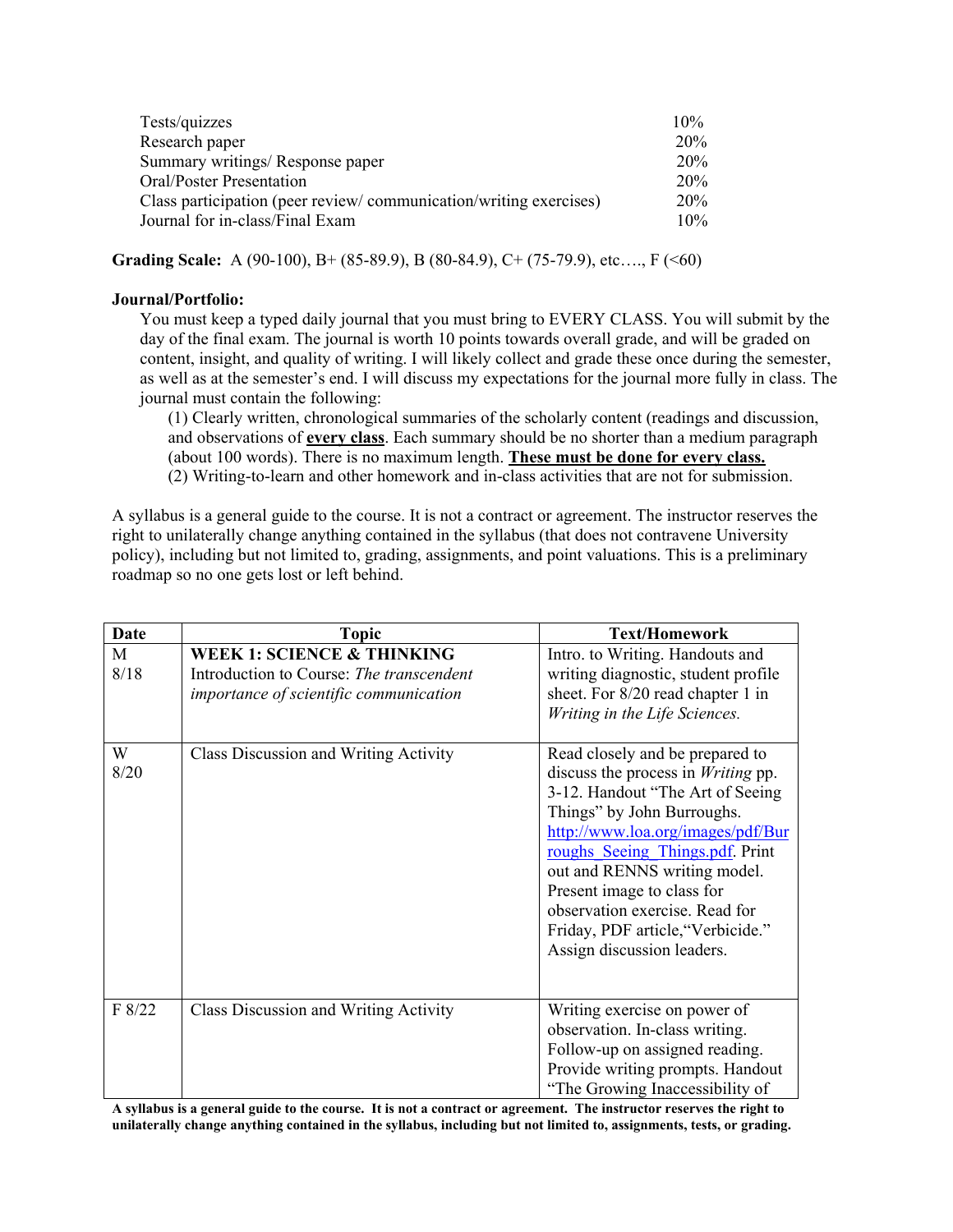| | |
|---|---|
| Tests/quizzes | 10% |
| Research paper | 20% |
| Summary writings/ Response paper | 20% |
| Oral/Poster Presentation | 20% |
| Class participation (peer review/ communication/writing exercises) | 20% |
| Journal for in-class/Final Exam | 10% |

**Grading Scale:** A (90-100), B+ (85-89.9), B (80-84.9), C+ (75-79.9), etc…., F (<60)

**Journal/Portfolio:**

You must keep a typed daily journal that you must bring to EVERY CLASS. You will submit by the day of the final exam. The journal is worth 10 points towards overall grade, and will be graded on content, insight, and quality of writing. I will likely collect and grade these once during the semester, as well as at the semester's end. I will discuss my expectations for the journal more fully in class. The journal must contain the following:

(1) Clearly written, chronological summaries of the scholarly content (readings and discussion, and observations of **every class**. Each summary should be no shorter than a medium paragraph (about 100 words). There is no maximum length. **These must be done for every class.**
(2) Writing-to-learn and other homework and in-class activities that are not for submission.

A syllabus is a general guide to the course. It is not a contract or agreement. The instructor reserves the right to unilaterally change anything contained in the syllabus (that does not contravene University policy), including but not limited to, grading, assignments, and point valuations. This is a preliminary roadmap so no one gets lost or left behind.

| Date | Topic | Text/Homework |
|---|---|---|
| M 8/18 | **WEEK 1: SCIENCE & THINKING** Introduction to Course: *The transcendent importance of scientific communication* | Intro. to Writing. Handouts and writing diagnostic, student profile sheet. For 8/20 read chapter 1 in *Writing in the Life Sciences.* |
| W 8/20 | Class Discussion and Writing Activity | Read closely and be prepared to discuss the process in *Writing* pp. 3-12. Handout "The Art of Seeing Things" by John Burroughs. http://www.loa.org/images/pdf/Burroughs_Seeing_Things.pdf. Print out and RENNS writing model. Present image to class for observation exercise. Read for Friday, PDF article,"Verbicide." Assign discussion leaders. |
| F 8/22 | Class Discussion and Writing Activity | Writing exercise on power of observation. In-class writing. Follow-up on assigned reading. Provide writing prompts. Handout "The Growing Inaccessibility of |

**A syllabus is a general guide to the course. It is not a contract or agreement. The instructor reserves the right to unilaterally change anything contained in the syllabus, including but not limited to, assignments, tests, or grading.**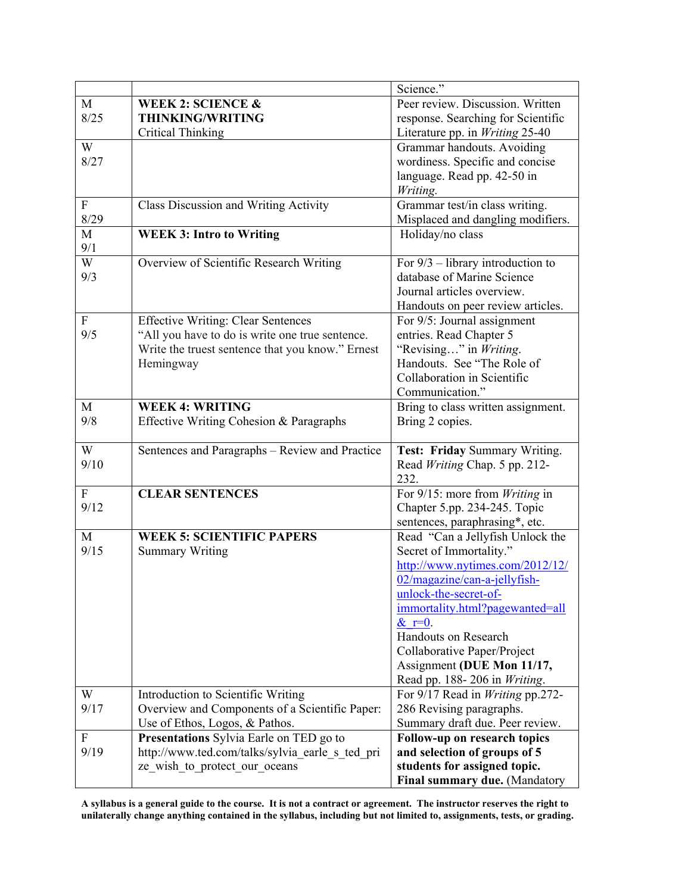| | | |
|---|---|---|
| | | Science.” |
| M 8/25 | **WEEK 2: SCIENCE & THINKING/WRITING** Critical Thinking | Peer review. Discussion. Written response. Searching for Scientific Literature pp. in *Writing* 25-40 |
| W 8/27 | | Grammar handouts. Avoiding wordiness. Specific and concise language. Read pp. 42-50 in *Writing.* |
| F 8/29 | Class Discussion and Writing Activity | Grammar test/in class writing. Misplaced and dangling modifiers. |
| M 9/1 | **WEEK 3: Intro to Writing** | Holiday/no class |
| W 9/3 | Overview of Scientific Research Writing | For 9/3 – library introduction to database of Marine Science Journal articles overview. Handouts on peer review articles. |
| F 9/5 | Effective Writing: Clear Sentences “All you have to do is write one true sentence. Write the truest sentence that you know.” Ernest Hemingway | For 9/5: Journal assignment entries. Read Chapter 5 “Revising…” in *Writing*. Handouts. See “The Role of Collaboration in Scientific Communication.” |
| M 9/8 | **WEEK 4: WRITING** Effective Writing Cohesion & Paragraphs | Bring to class written assignment. Bring 2 copies. |
| W 9/10 | Sentences and Paragraphs – Review and Practice | **Test: Friday** Summary Writing. Read *Writing* Chap. 5 pp. 212-232. |
| F 9/12 | **CLEAR SENTENCES** | For 9/15: more from *Writing* in Chapter 5.pp. 234-245. Topic sentences, paraphrasing*, etc. |
| M 9/15 | **WEEK 5: SCIENTIFIC PAPERS** Summary Writing | Read “Can a Jellyfish Unlock the Secret of Immortality.” http://www.nytimes.com/2012/12/02/magazine/can-a-jellyfish-unlock-the-secret-of-immortality.html?pagewanted=all&_r=0. Handouts on Research Collaborative Paper/Project Assignment **(DUE Mon 11/17,** Read pp. 188- 206 in *Writing*. |
| W 9/17 | Introduction to Scientific Writing Overview and Components of a Scientific Paper: Use of Ethos, Logos, & Pathos. | For 9/17 Read in *Writing* pp.272-286 Revising paragraphs. Summary draft due. Peer review. |
| F 9/19 | **Presentations** Sylvia Earle on TED go to http://www.ted.com/talks/sylvia_earle_s_ted_prize_wish_to_protect_our_oceans | **Follow-up on research topics and selection of groups of 5 students for assigned topic. Final summary due.** (Mandatory |

**A syllabus is a general guide to the course. It is not a contract or agreement. The instructor reserves the right to unilaterally change anything contained in the syllabus, including but not limited to, assignments, tests, or grading.**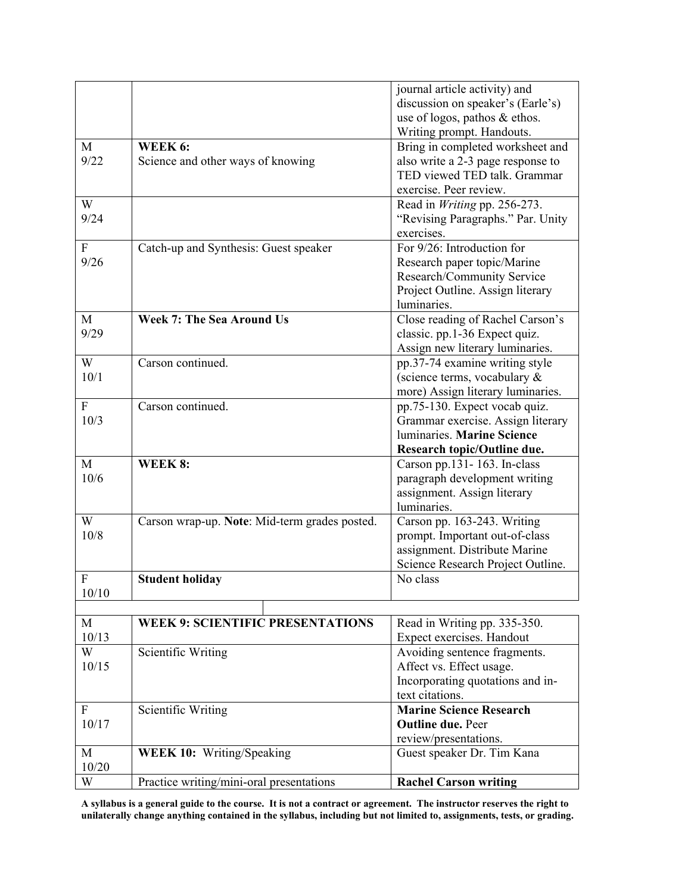| | | |
|---|---|---|
| | | journal article activity) and discussion on speaker's (Earle's) use of logos, pathos & ethos. Writing prompt. Handouts. |
| M 9/22 | **WEEK 6:** Science and other ways of knowing | Bring in completed worksheet and also write a 2-3 page response to TED viewed TED talk. Grammar exercise. Peer review. |
| W 9/24 | | Read in *Writing* pp. 256-273. "Revising Paragraphs." Par. Unity exercises. |
| F 9/26 | Catch-up and Synthesis: Guest speaker | For 9/26: Introduction for Research paper topic/Marine Research/Community Service Project Outline. Assign literary luminaries. |
| M 9/29 | **Week 7: The Sea Around Us** | Close reading of Rachel Carson's classic. pp.1-36 Expect quiz. Assign new literary luminaries. |
| W 10/1 | Carson continued. | pp.37-74 examine writing style (science terms, vocabulary & more) Assign literary luminaries. |
| F 10/3 | Carson continued. | pp.75-130. Expect vocab quiz. Grammar exercise. Assign literary luminaries. **Marine Science Research topic/Outline due.** |
| M 10/6 | **WEEK 8:** | Carson pp.131- 163. In-class paragraph development writing assignment. Assign literary luminaries. |
| W 10/8 | Carson wrap-up. **Note**: Mid-term grades posted. | Carson pp. 163-243. Writing prompt. Important out-of-class assignment. Distribute Marine Science Research Project Outline. |
| F 10/10 | **Student holiday** | No class |
| M 10/13 | **WEEK 9: SCIENTIFIC PRESENTATIONS** | Read in Writing pp. 335-350. Expect exercises. Handout |
| W 10/15 | Scientific Writing | Avoiding sentence fragments. Affect vs. Effect usage. Incorporating quotations and in-text citations. |
| F 10/17 | Scientific Writing | **Marine Science Research Outline due.** Peer review/presentations. |
| M 10/20 | **WEEK 10:** Writing/Speaking | Guest speaker Dr. Tim Kana |
| W | Practice writing/mini-oral presentations | **Rachel Carson writing** |

**A syllabus is a general guide to the course. It is not a contract or agreement. The instructor reserves the right to unilaterally change anything contained in the syllabus, including but not limited to, assignments, tests, or grading.**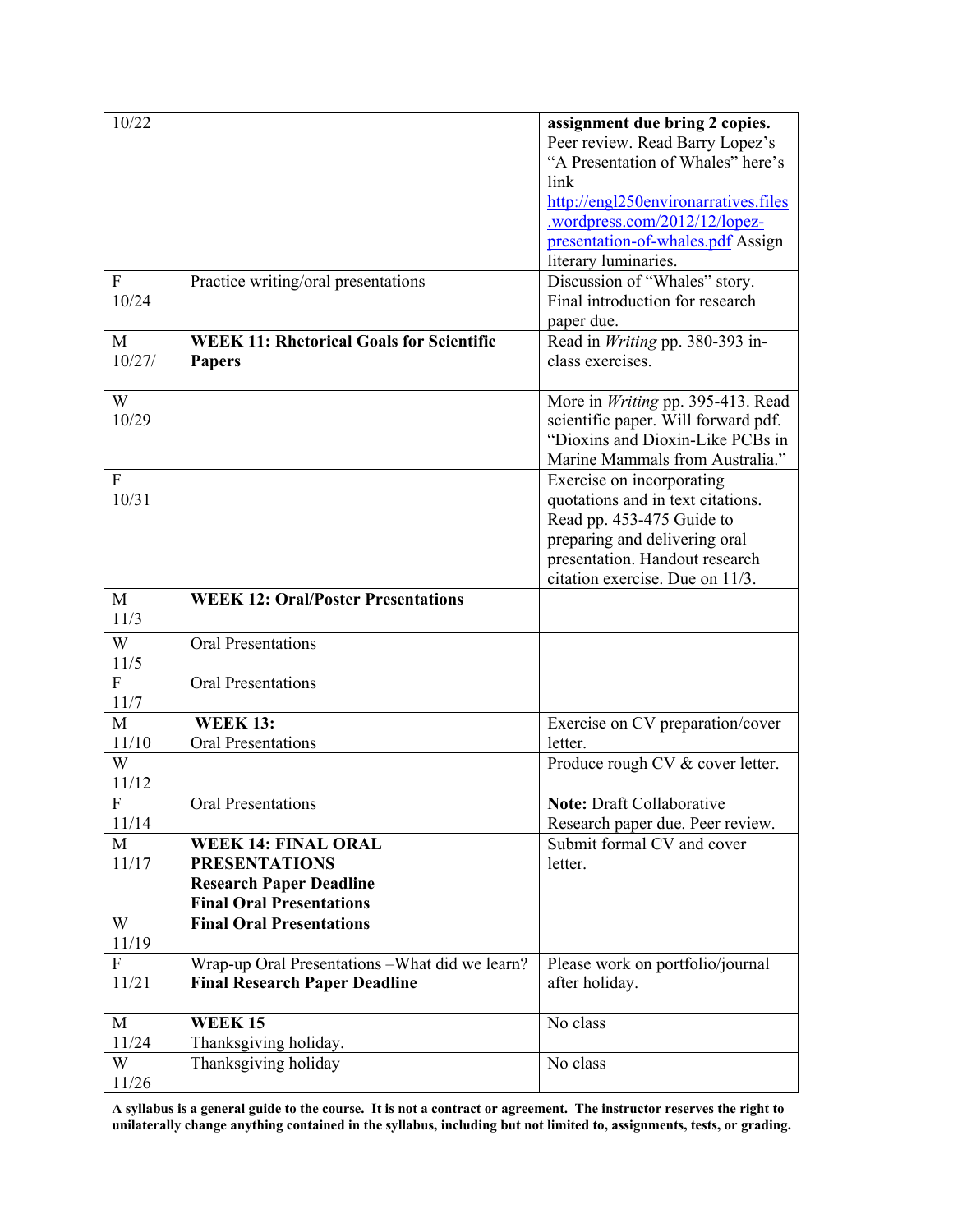| | | |
|---|---|---|
| 10/22 | | **assignment due bring 2 copies.** Peer review. Read Barry Lopez's "A Presentation of Whales" here's link http://engl250environarratives.files.wordpress.com/2012/12/lopez-presentation-of-whales.pdf Assign literary luminaries. |
| F 10/24 | Practice writing/oral presentations | Discussion of "Whales" story. Final introduction for research paper due. |
| M 10/27/ | **WEEK 11: Rhetorical Goals for Scientific Papers** | Read in *Writing* pp. 380-393 in-class exercises. |
| W 10/29 | | More in *Writing* pp. 395-413. Read scientific paper. Will forward pdf. "Dioxins and Dioxin-Like PCBs in Marine Mammals from Australia." |
| F 10/31 | | Exercise on incorporating quotations and in text citations. Read pp. 453-475 Guide to preparing and delivering oral presentation. Handout research citation exercise. Due on 11/3. |
| M 11/3 | **WEEK 12: Oral/Poster Presentations** | |
| W 11/5 | Oral Presentations | |
| F 11/7 | Oral Presentations | |
| M 11/10 | **WEEK 13:** Oral Presentations | Exercise on CV preparation/cover letter. |
| W 11/12 | | Produce rough CV & cover letter. |
| F 11/14 | Oral Presentations | **Note:** Draft Collaborative Research paper due. Peer review. |
| M 11/17 | **WEEK 14: FINAL ORAL PRESENTATIONS Research Paper Deadline Final Oral Presentations** | Submit formal CV and cover letter. |
| W 11/19 | **Final Oral Presentations** | |
| F 11/21 | Wrap-up Oral Presentations –What did we learn? **Final Research Paper Deadline** | Please work on portfolio/journal after holiday. |
| M 11/24 | **WEEK 15** Thanksgiving holiday. | No class |
| W 11/26 | Thanksgiving holiday | No class |

**A syllabus is a general guide to the course. It is not a contract or agreement. The instructor reserves the right to unilaterally change anything contained in the syllabus, including but not limited to, assignments, tests, or grading.**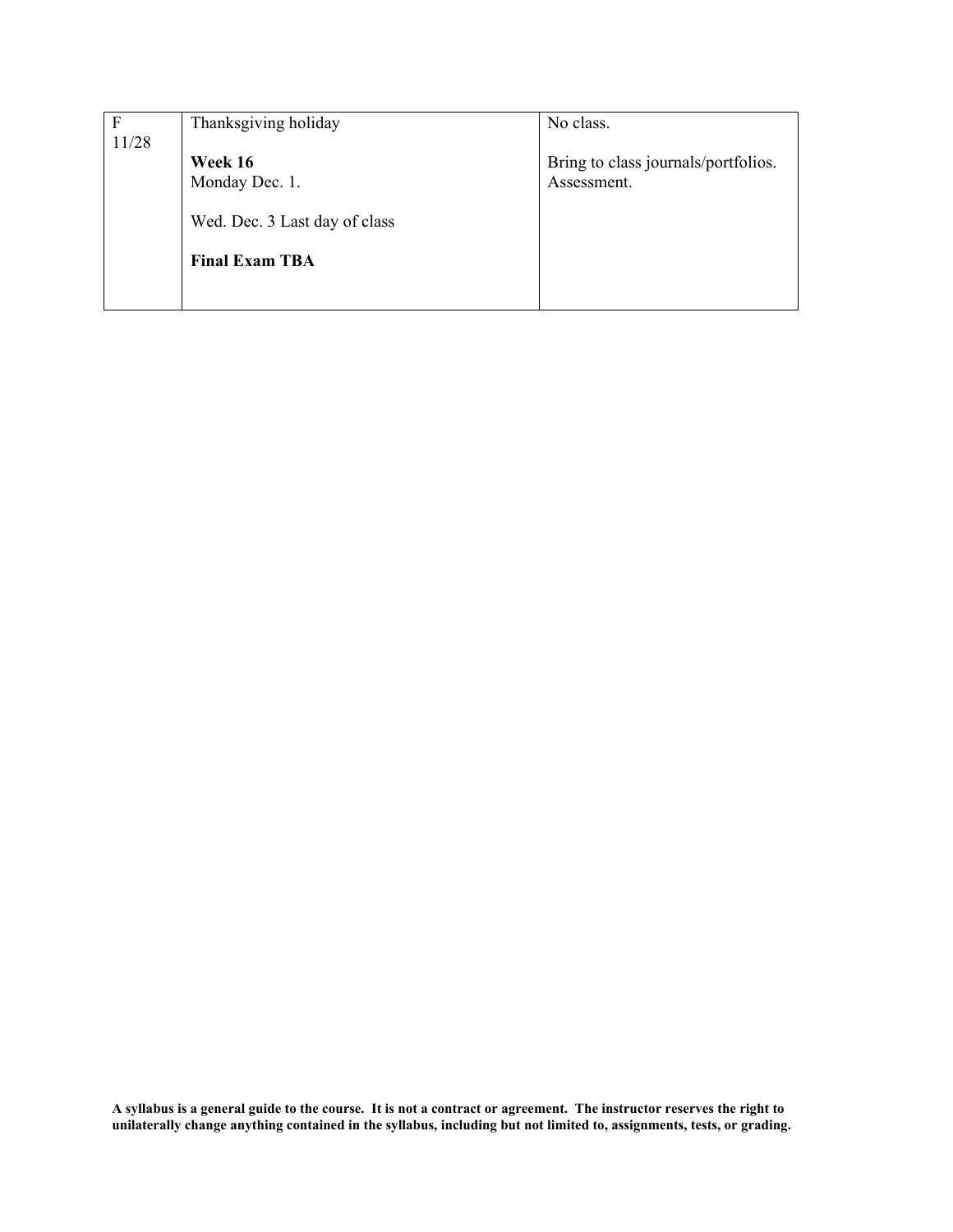| | | |
|---|---|---|
| F 11/28 | Thanksgiving holiday<br><br>**Week 16**<br>Monday Dec. 1.<br><br>Wed. Dec. 3 Last day of class<br><br>**Final Exam TBA** | No class.<br><br>Bring to class journals/portfolios. Assessment. |

**A syllabus is a general guide to the course. It is not a contract or agreement. The instructor reserves the right to unilaterally change anything contained in the syllabus, including but not limited to, assignments, tests, or grading.**